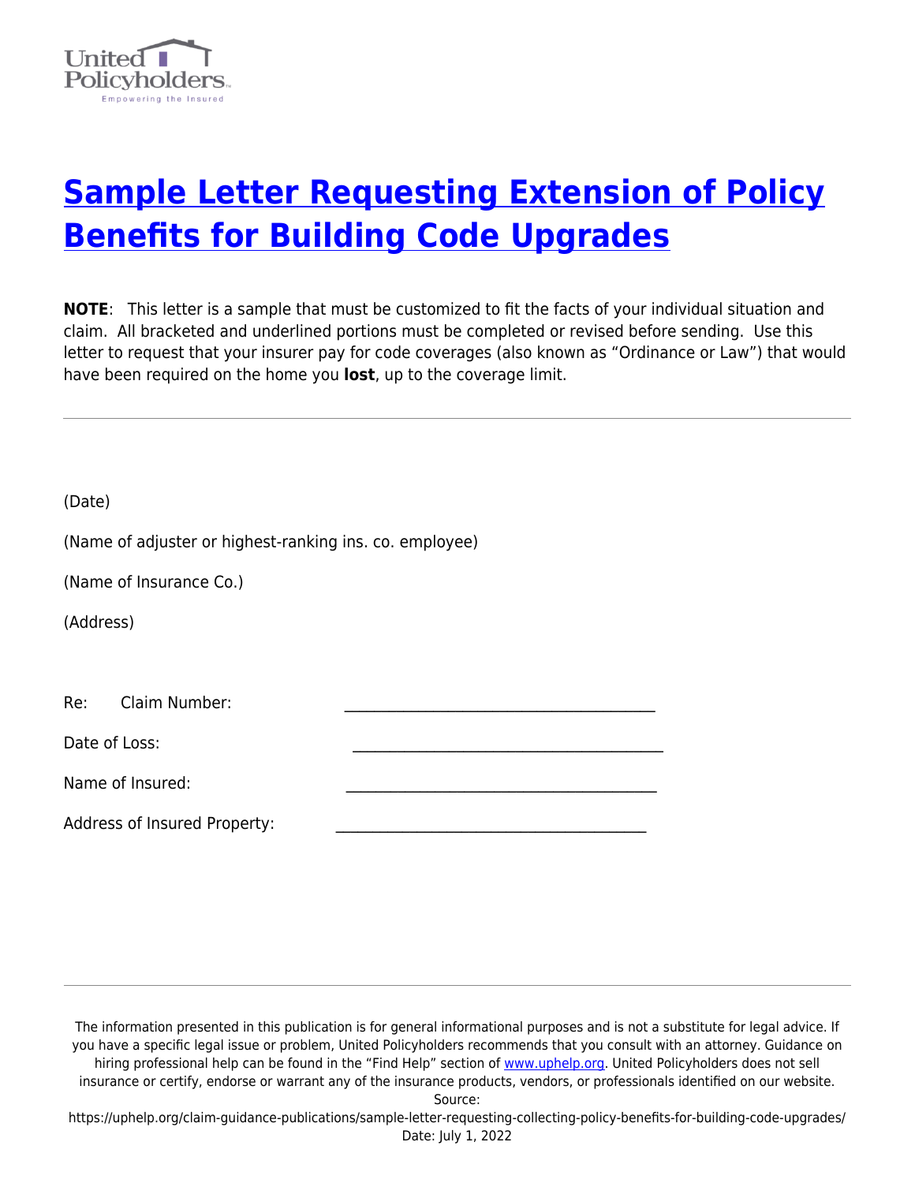# Sample Letter Requesting Extension of Policy Benefits for Building Code Upgrades

**NOTE**: This letter is a sample that must be customized to fit the facts of your individual situation and claim. All bracketed and underlined portions must be completed or revised before sending. Use this letter to request that your insurer pay for code coverages (also known as "Ordinance or Law") that would have been required on the home you **lost**, up to the coverage limit.

---

(Date)

(Name of adjuster or highest-ranking ins. co. employee)

(Name of Insurance Co.)

(Address)

Re: Claim Number: ________________________________________

Date of Loss: ________________________________________

Name of Insured: ________________________________________

Address of Insured Property: ________________________________________

---

The information presented in this publication is for general informational purposes and is not a substitute for legal advice. If you have a specific legal issue or problem, United Policyholders recommends that you consult with an attorney. Guidance on hiring professional help can be found in the "Find Help" section of www.uphelp.org. United Policyholders does not sell insurance or certify, endorse or warrant any of the insurance products, vendors, or professionals identified on our website.

Source: https://uphelp.org/claim-guidance-publications/sample-letter-requesting-collecting-policy-benefits-for-building-code-upgrades/

Date: July 1, 2022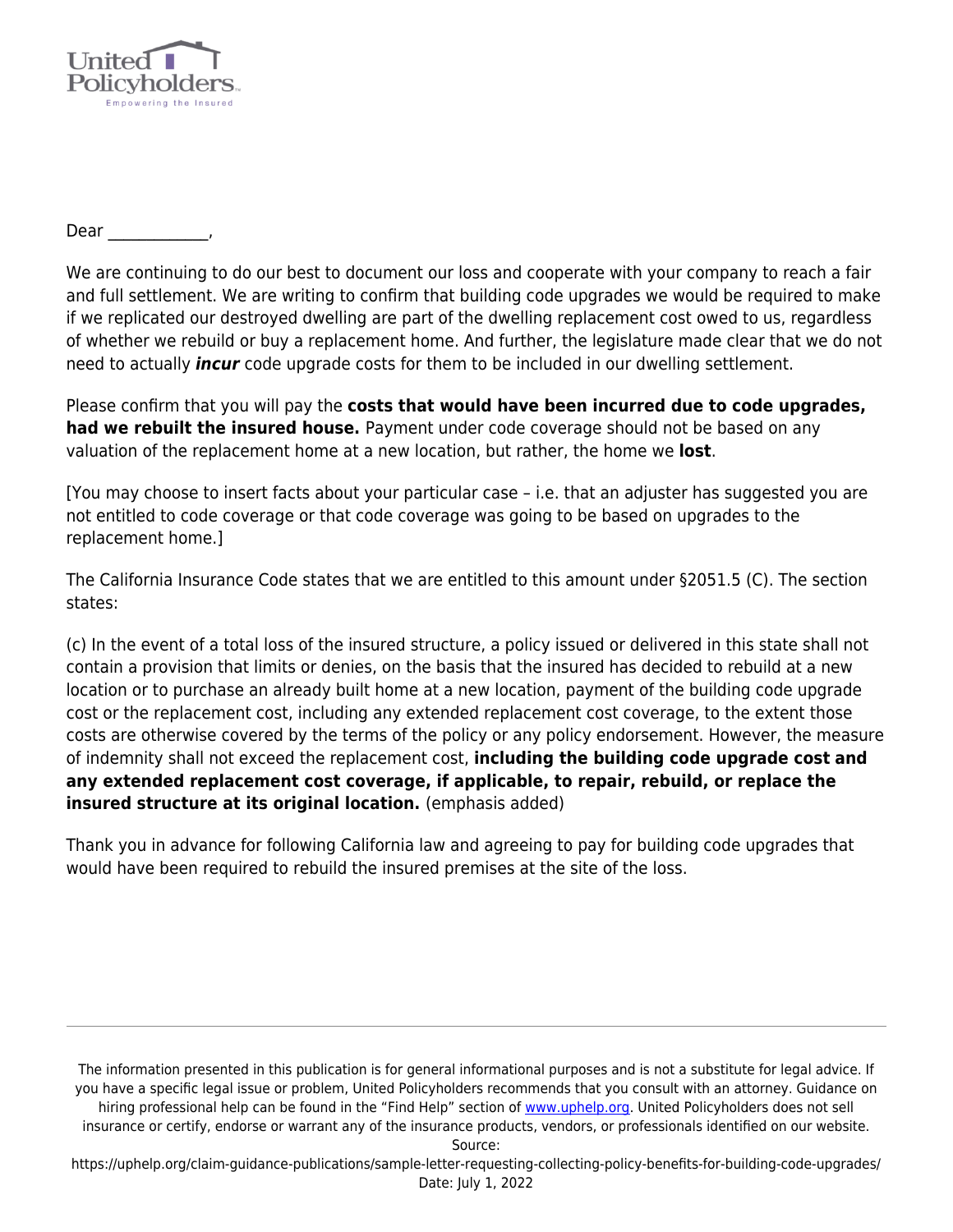Dear _____________,

We are continuing to do our best to document our loss and cooperate with your company to reach a fair and full settlement. We are writing to confirm that building code upgrades we would be required to make if we replicated our destroyed dwelling are part of the dwelling replacement cost owed to us, regardless of whether we rebuild or buy a replacement home. And further, the legislature made clear that we do not need to actually ***incur*** code upgrade costs for them to be included in our dwelling settlement.

Please confirm that you will pay the **costs that would have been incurred due to code upgrades, had we rebuilt the insured house.** Payment under code coverage should not be based on any valuation of the replacement home at a new location, but rather, the home we **lost**.

[You may choose to insert facts about your particular case – i.e. that an adjuster has suggested you are not entitled to code coverage or that code coverage was going to be based on upgrades to the replacement home.]

The California Insurance Code states that we are entitled to this amount under §2051.5 (C). The section states:

(c) In the event of a total loss of the insured structure, a policy issued or delivered in this state shall not contain a provision that limits or denies, on the basis that the insured has decided to rebuild at a new location or to purchase an already built home at a new location, payment of the building code upgrade cost or the replacement cost, including any extended replacement cost coverage, to the extent those costs are otherwise covered by the terms of the policy or any policy endorsement. However, the measure of indemnity shall not exceed the replacement cost, **including the building code upgrade cost and any extended replacement cost coverage, if applicable, to repair, rebuild, or replace the insured structure at its original location.** (emphasis added)

Thank you in advance for following California law and agreeing to pay for building code upgrades that would have been required to rebuild the insured premises at the site of the loss.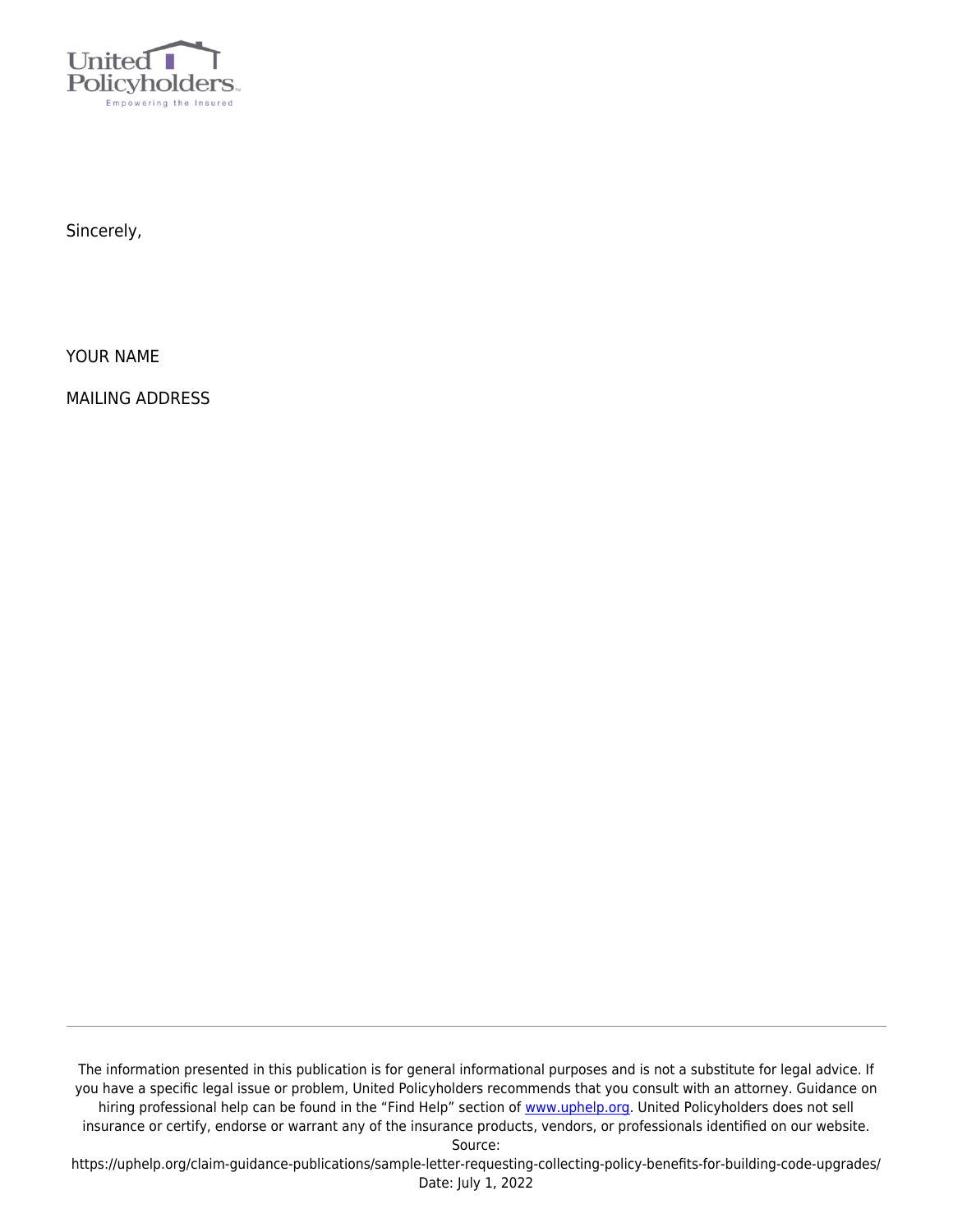Sincerely,

YOUR NAME

MAILING ADDRESS

---

The information presented in this publication is for general informational purposes and is not a substitute for legal advice. If you have a specific legal issue or problem, United Policyholders recommends that you consult with an attorney. Guidance on hiring professional help can be found in the "Find Help" section of www.uphelp.org. United Policyholders does not sell insurance or certify, endorse or warrant any of the insurance products, vendors, or professionals identified on our website.
Source:
https://uphelp.org/claim-guidance-publications/sample-letter-requesting-collecting-policy-benefits-for-building-code-upgrades/
Date: July 1, 2022